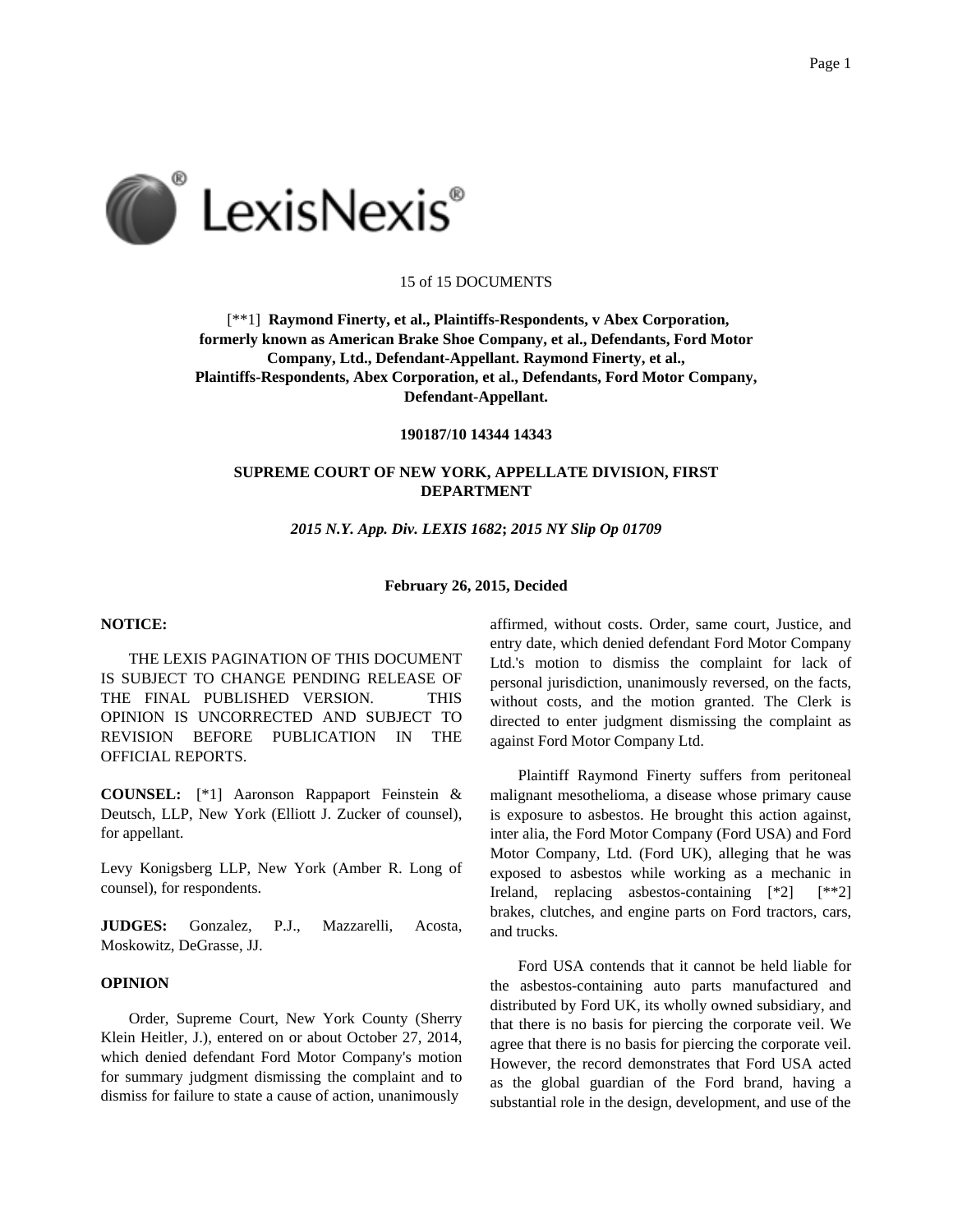15 of 15 DOCUMENTS

[**1] **Raymond Finerty, et al., Plaintiffs-Respondents, v Abex Corporation, formerly known as American Brake Shoe Company, et al., Defendants, Ford Motor Company, Ltd., Defendant-Appellant. Raymond Finerty, et al., Plaintiffs-Respondents, Abex Corporation, et al., Defendants, Ford Motor Company, Defendant-Appellant.**

**190187/10 14344 14343**

**SUPREME COURT OF NEW YORK, APPELLATE DIVISION, FIRST DEPARTMENT**

***2015 N.Y. App. Div. LEXIS 1682*; *2015 NY Slip Op 01709***

**February 26, 2015, Decided**

**NOTICE:**

THE LEXIS PAGINATION OF THIS DOCUMENT IS SUBJECT TO CHANGE PENDING RELEASE OF THE FINAL PUBLISHED VERSION. THIS OPINION IS UNCORRECTED AND SUBJECT TO REVISION BEFORE PUBLICATION IN THE OFFICIAL REPORTS.

**COUNSEL:** [*1] Aaronson Rappaport Feinstein & Deutsch, LLP, New York (Elliott J. Zucker of counsel), for appellant.

Levy Konigsberg LLP, New York (Amber R. Long of counsel), for respondents.

**JUDGES:** Gonzalez, P.J., Mazzarelli, Acosta, Moskowitz, DeGrasse, JJ.

**OPINION**

Order, Supreme Court, New York County (Sherry Klein Heitler, J.), entered on or about October 27, 2014, which denied defendant Ford Motor Company's motion for summary judgment dismissing the complaint and to dismiss for failure to state a cause of action, unanimously affirmed, without costs. Order, same court, Justice, and entry date, which denied defendant Ford Motor Company Ltd.'s motion to dismiss the complaint for lack of personal jurisdiction, unanimously reversed, on the facts, without costs, and the motion granted. The Clerk is directed to enter judgment dismissing the complaint as against Ford Motor Company Ltd.

Plaintiff Raymond Finerty suffers from peritoneal malignant mesothelioma, a disease whose primary cause is exposure to asbestos. He brought this action against, inter alia, the Ford Motor Company (Ford USA) and Ford Motor Company, Ltd. (Ford UK), alleging that he was exposed to asbestos while working as a mechanic in Ireland, replacing asbestos-containing [*2] [**2] brakes, clutches, and engine parts on Ford tractors, cars, and trucks.

Ford USA contends that it cannot be held liable for the asbestos-containing auto parts manufactured and distributed by Ford UK, its wholly owned subsidiary, and that there is no basis for piercing the corporate veil. We agree that there is no basis for piercing the corporate veil. However, the record demonstrates that Ford USA acted as the global guardian of the Ford brand, having a substantial role in the design, development, and use of the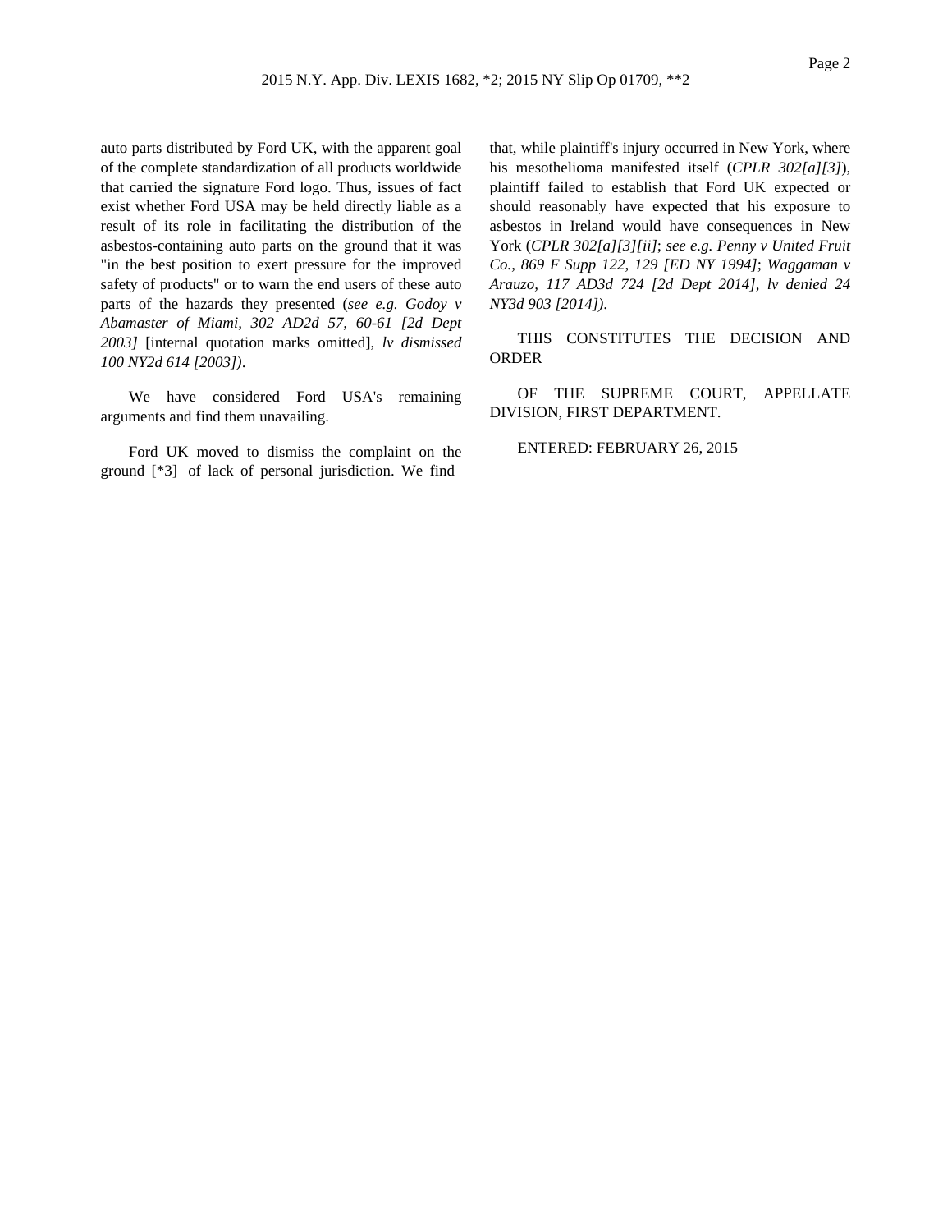auto parts distributed by Ford UK, with the apparent goal of the complete standardization of all products worldwide that carried the signature Ford logo. Thus, issues of fact exist whether Ford USA may be held directly liable as a result of its role in facilitating the distribution of the asbestos-containing auto parts on the ground that it was "in the best position to exert pressure for the improved safety of products" or to warn the end users of these auto parts of the hazards they presented (*see e.g. Godoy v Abamaster of Miami, 302 AD2d 57, 60-61 [2d Dept 2003]* [internal quotation marks omitted], *lv dismissed 100 NY2d 614 [2003]*).

We have considered Ford USA's remaining arguments and find them unavailing.

Ford UK moved to dismiss the complaint on the ground [*3] of lack of personal jurisdiction. We find that, while plaintiff's injury occurred in New York, where his mesothelioma manifested itself (*CPLR 302[a][3]*), plaintiff failed to establish that Ford UK expected or should reasonably have expected that his exposure to asbestos in Ireland would have consequences in New York (*CPLR 302[a][3][ii]*; *see e.g. Penny v United Fruit Co., 869 F Supp 122, 129 [ED NY 1994]*; *Waggaman v Arauzo, 117 AD3d 724 [2d Dept 2014], lv denied 24 NY3d 903 [2014]*).

THIS CONSTITUTES THE DECISION AND ORDER

OF THE SUPREME COURT, APPELLATE DIVISION, FIRST DEPARTMENT.

ENTERED: FEBRUARY 26, 2015